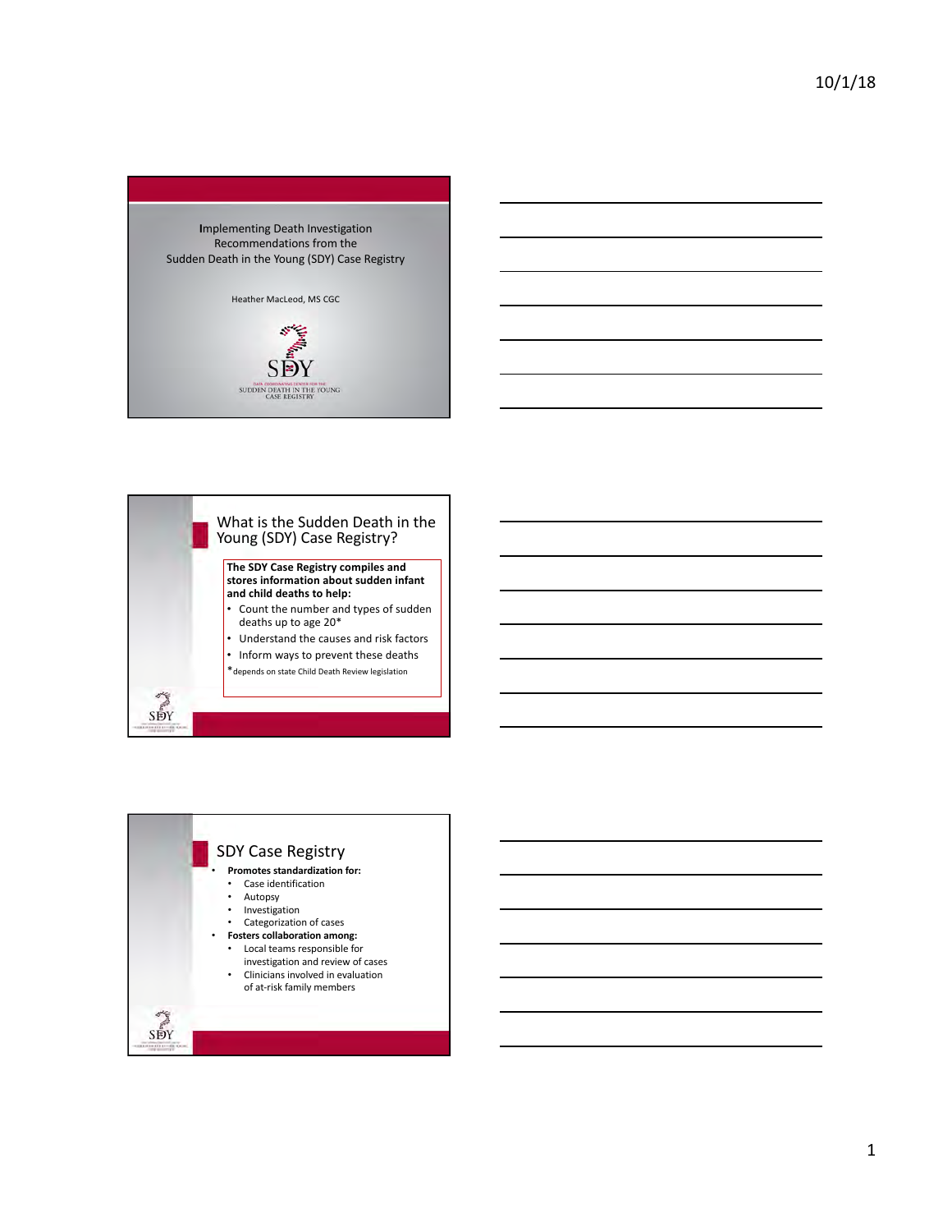# Implementing Death Investigation Recommendations from the Sudden Death in the Young (SDY) Case Registry

Heather MacLeod, MS CGC

SDY

DATA COORDINATING CENTER FOR THE SUDDEN DEATH IN THE YOUNG CASE REGISTRY

## What is the Sudden Death in the Young (SDY) Case Registry?

**The SDY Case Registry compiles and stores information about sudden infant and child deaths to help:**

- Count the number and types of sudden deaths up to age 20*
- Understand the causes and risk factors
- Inform ways to prevent these deaths

*depends on state Child Death Review legislation

## SDY Case Registry

- **Promotes standardization for:**
  - Case identification
  - Autopsy
  - Investigation
  - Categorization of cases
- **Fosters collaboration among:**
  - Local teams responsible for investigation and review of cases
  - Clinicians involved in evaluation of at-risk family members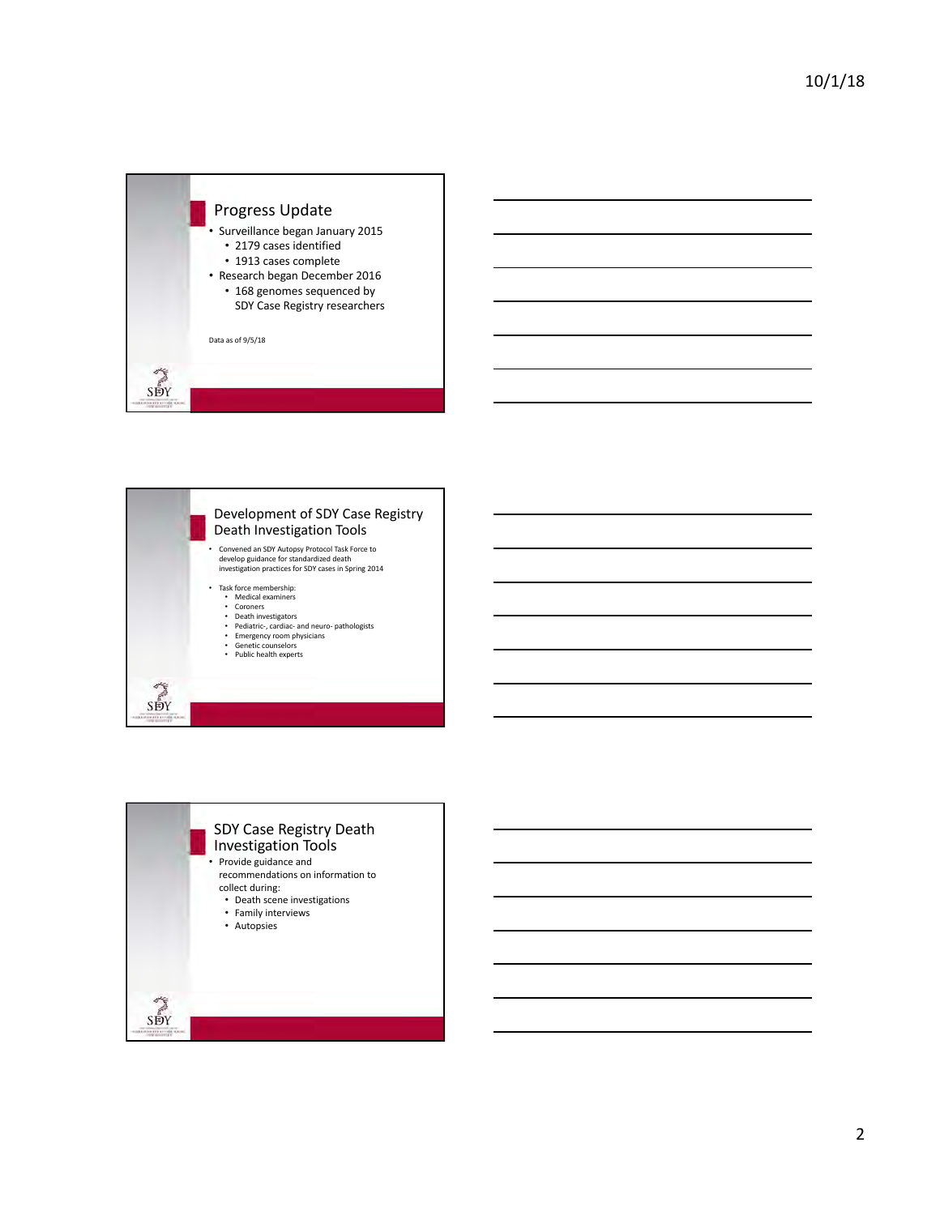## Progress Update

- Surveillance began January 2015
  - 2179 cases identified
  - 1913 cases complete
- Research began December 2016
  - 168 genomes sequenced by SDY Case Registry researchers

Data as of 9/5/18

## Development of SDY Case Registry Death Investigation Tools

- Convened an SDY Autopsy Protocol Task Force to develop guidance for standardized death investigation practices for SDY cases in Spring 2014
- Task force membership:
  - Medical examiners
  - Coroners
  - Death investigators
  - Pediatric-, cardiac- and neuro- pathologists
  - Emergency room physicians
  - Genetic counselors
  - Public health experts

## SDY Case Registry Death Investigation Tools

- Provide guidance and recommendations on information to collect during:
  - Death scene investigations
  - Family interviews
  - Autopsies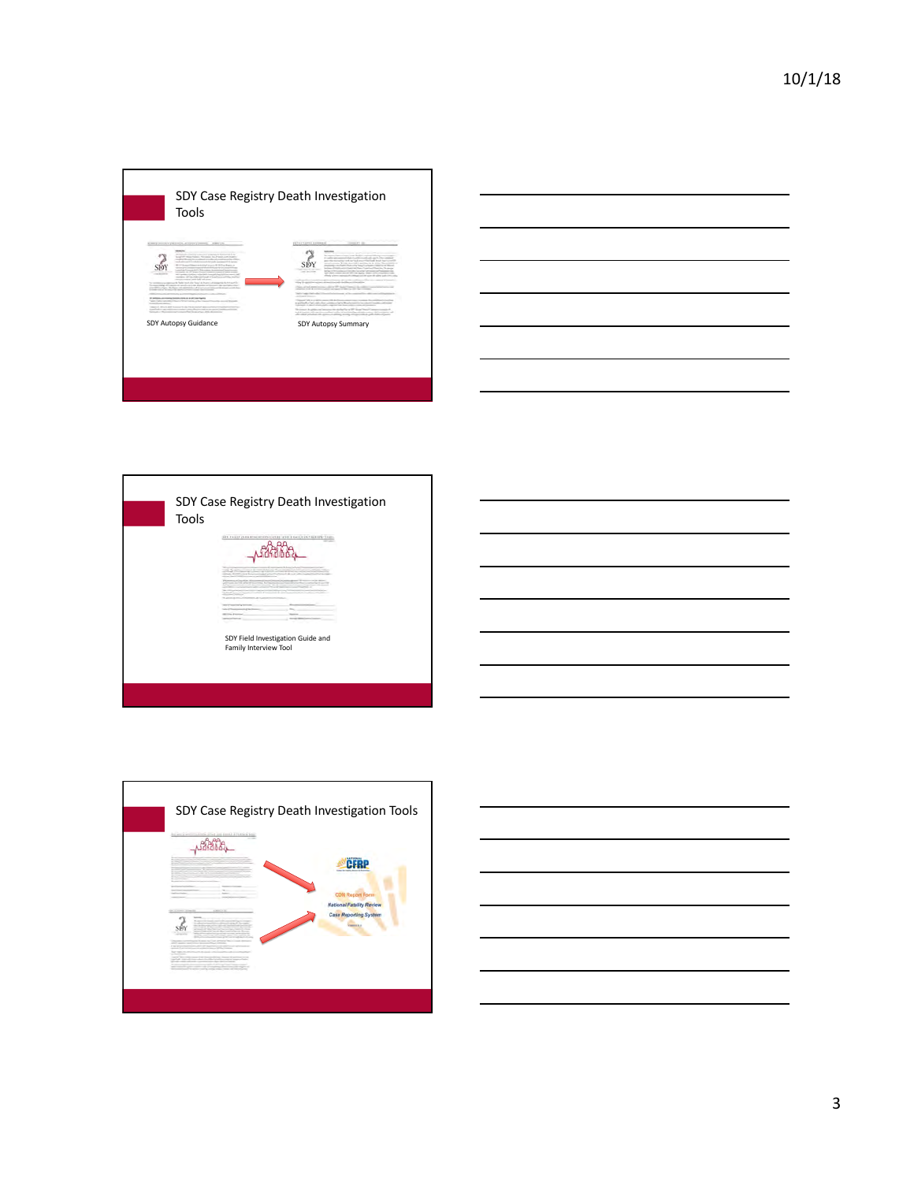## SDY Case Registry Death Investigation Tools

SDY Autopsy Guidance

SDY Autopsy Summary

## SDY Case Registry Death Investigation Tools

SDY Field Investigation Guide and Family Interview Tool

## SDY Case Registry Death Investigation Tools

CDR Report Form

National Fatality Review

Case Reporting System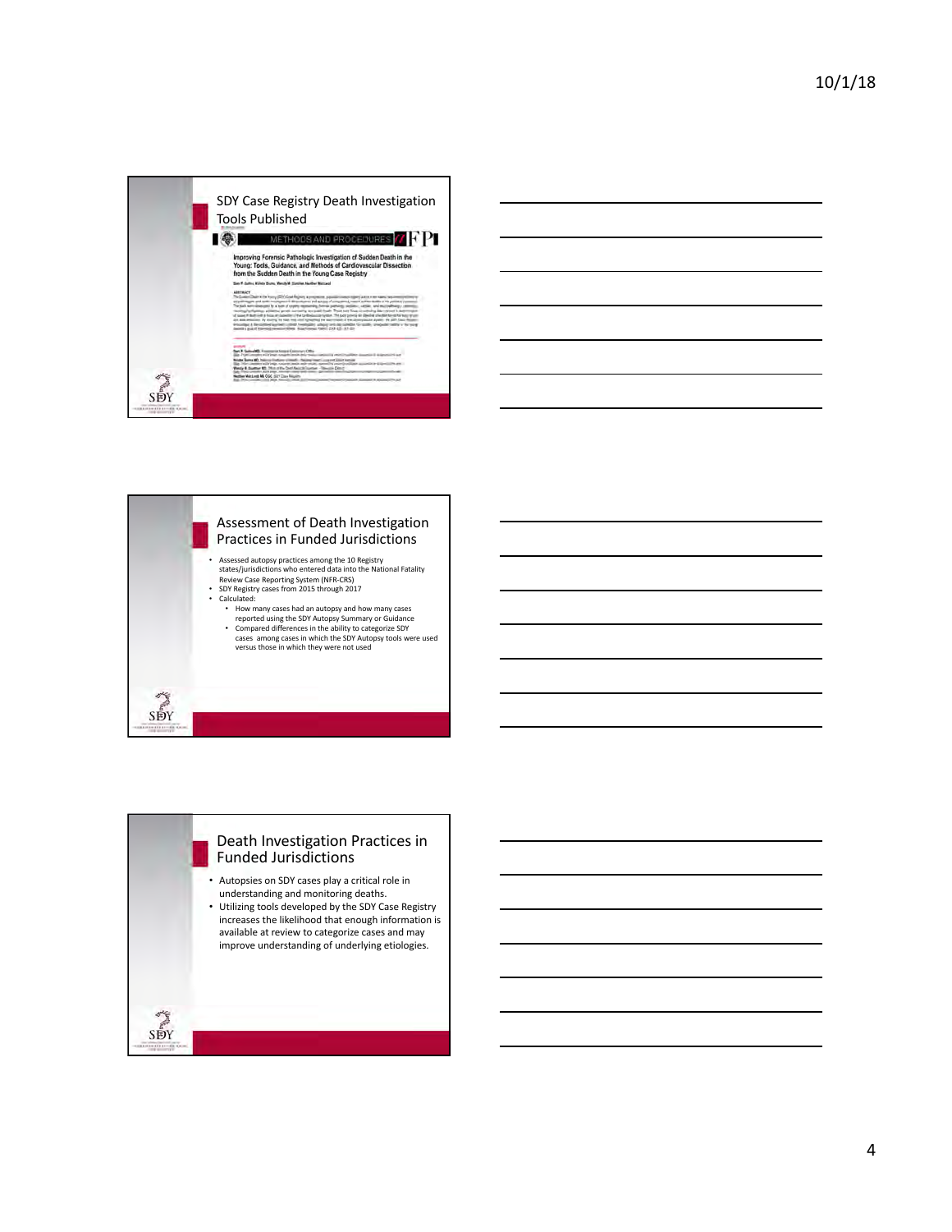## SDY Case Registry Death Investigation Tools Published

METHODS AND PROCEDURES

Improving Forensic Pathologic Investigation of Sudden Death in the Young: Tools, Guidance, and Methods of Cardiovascular Dissection from the Sudden Death in the Young Case Registry

## Assessment of Death Investigation Practices in Funded Jurisdictions

- Assessed autopsy practices among the 10 Registry states/jurisdictions who entered data into the National Fatality Review Case Reporting System (NFR-CRS)
- SDY Registry cases from 2015 through 2017
- Calculated:
  - How many cases had an autopsy and how many cases reported using the SDY Autopsy Summary or Guidance
  - Compared differences in the ability to categorize SDY cases among cases in which the SDY Autopsy tools were used versus those in which they were not used

## Death Investigation Practices in Funded Jurisdictions

- Autopsies on SDY cases play a critical role in understanding and monitoring deaths.
- Utilizing tools developed by the SDY Case Registry increases the likelihood that enough information is available at review to categorize cases and may improve understanding of underlying etiologies.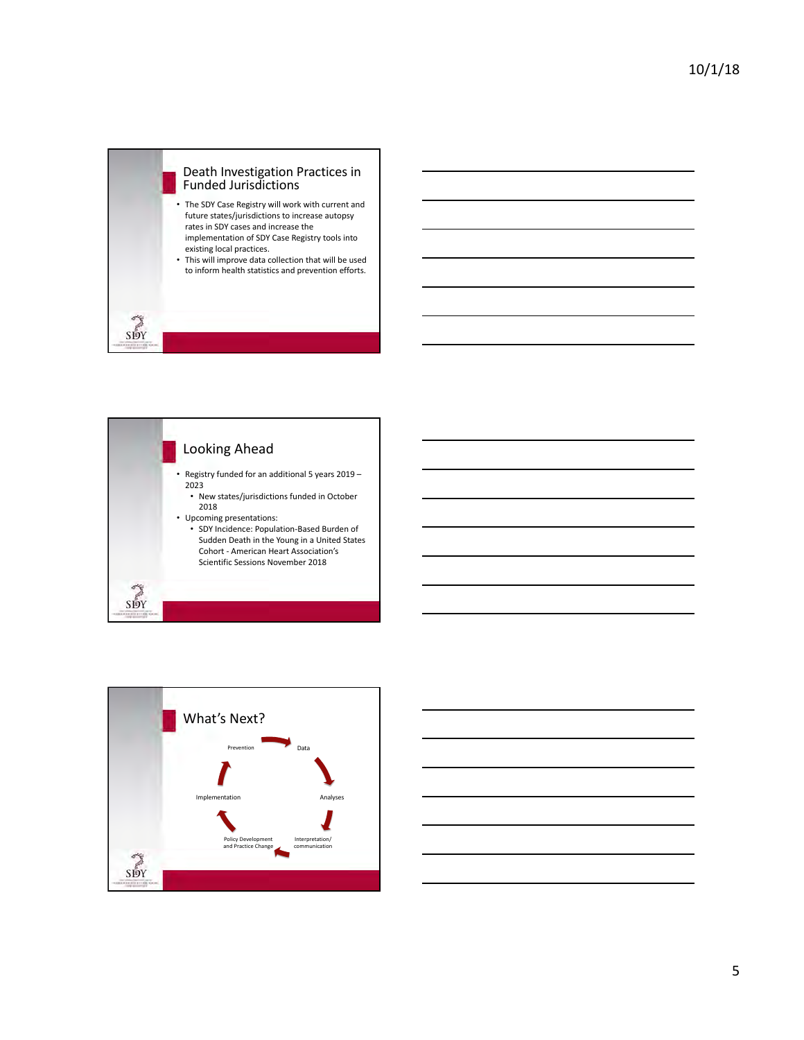## Death Investigation Practices in Funded Jurisdictions

- The SDY Case Registry will work with current and future states/jurisdictions to increase autopsy rates in SDY cases and increase the implementation of SDY Case Registry tools into existing local practices.
- This will improve data collection that will be used to inform health statistics and prevention efforts.

## Looking Ahead

- Registry funded for an additional 5 years 2019 – 2023
  - New states/jurisdictions funded in October 2018
- Upcoming presentations:
  - SDY Incidence: Population-Based Burden of Sudden Death in the Young in a United States Cohort - American Heart Association's Scientific Sessions November 2018

## What's Next?

Prevention → Data → Analyses → Interpretation/communication → Policy Development and Practice Change → Implementation → Prevention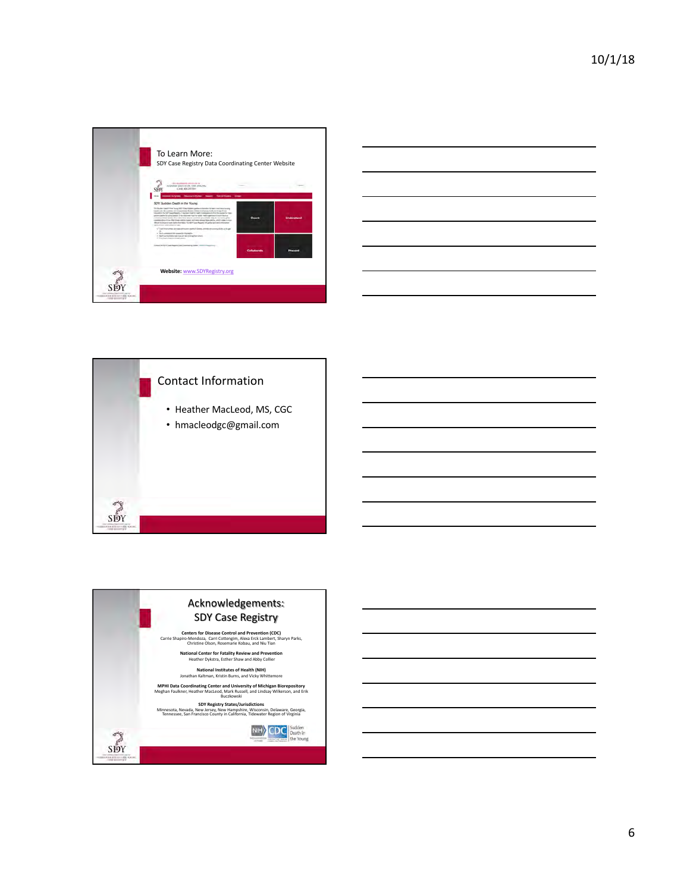## To Learn More:

SDY Case Registry Data Coordinating Center Website

**Website:** www.SDYRegistry.org

## Contact Information

- Heather MacLeod, MS, CGC
- hmacleodgc@gmail.com

## Acknowledgements: SDY Case Registry

**Centers for Disease Control and Prevention (CDC)**
Carrie Shapiro-Mendoza, Carri Cottengim, Alexa Erck Lambert, Sharyn Parks, Christine Olson, Rosemarie Kobau, and Niu Tian

**National Center for Fatality Review and Prevention**
Heather Dykstra, Esther Shaw and Abby Collier

**National Institutes of Health (NIH)**
Jonathan Kaltman, Kristin Burns, and Vicky Whittemore

**MPHI Data Coordinating Center and University of Michigan Biorepository**
Meghan Faulkner, Heather MacLeod, Mark Russell, and Lindsay Wilkerson, and Erik Buczkowski

**SDY Registry States/Jurisdictions**
Minnesota, Nevada, New Jersey, New Hampshire, Wisconsin, Delaware, Georgia, Tennessee, San Francisco County in California, Tidewater Region of Virginia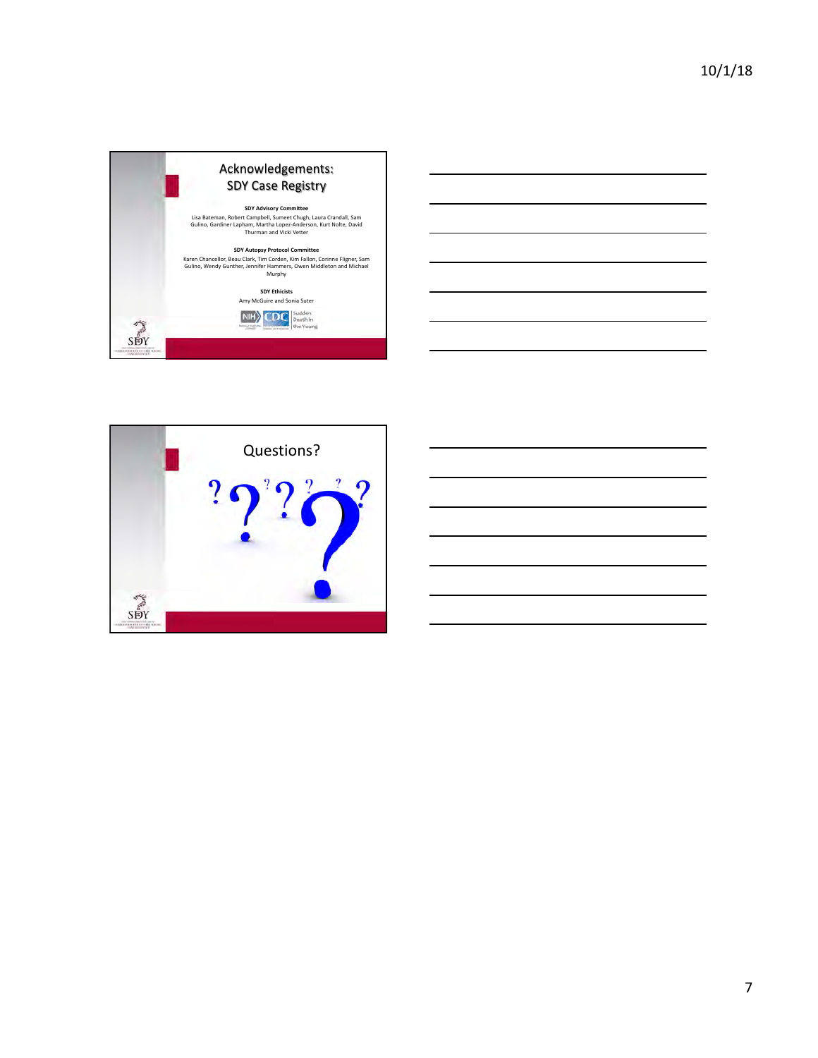# Acknowledgements: SDY Case Registry

**SDY Advisory Committee**

Lisa Bateman, Robert Campbell, Sumeet Chugh, Laura Crandall, Sam Gulino, Gardiner Lapham, Martha Lopez-Anderson, Kurt Nolte, David Thurman and Vicki Vetter

**SDY Autopsy Protocol Committee**

Karen Chancellor, Beau Clark, Tim Corden, Kim Fallon, Corinne Fligner, Sam Gulino, Wendy Gunther, Jennifer Hammers, Owen Middleton and Michael Murphy

**SDY Ethicists**

Amy McGuire and Sonia Suter

# Questions?